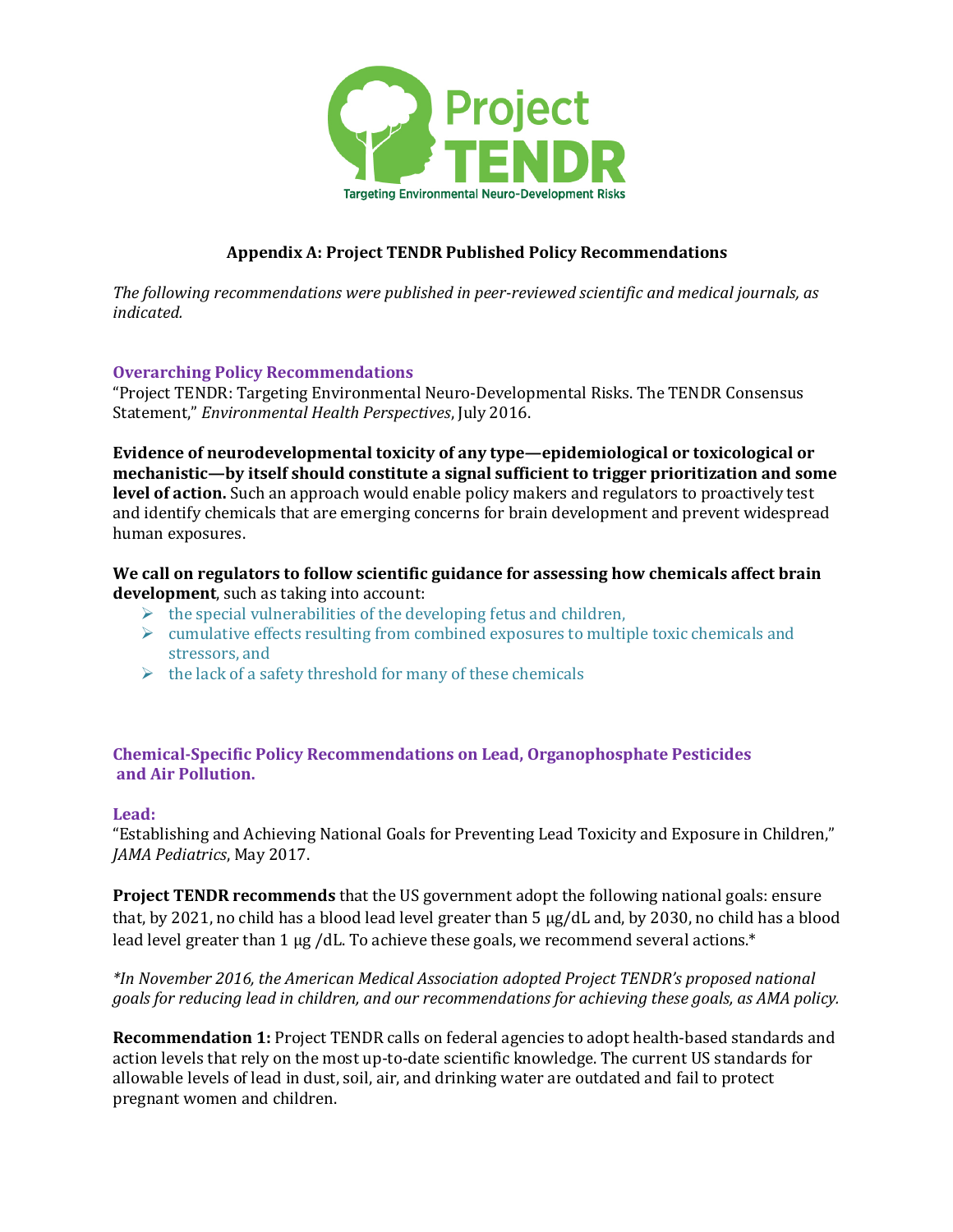# Appendix A: Project TENDR Published Policy Recommendations

*The following recommendations were published in peer-reviewed scientific and medical journals, as indicated.*

## Overarching Policy Recommendations

"Project TENDR: Targeting Environmental Neuro-Developmental Risks. The TENDR Consensus Statement," *Environmental Health Perspectives*, July 2016.

**Evidence of neurodevelopmental toxicity of any type—epidemiological or toxicological or mechanistic—by itself should constitute a signal sufficient to trigger prioritization and some level of action.** Such an approach would enable policy makers and regulators to proactively test and identify chemicals that are emerging concerns for brain development and prevent widespread human exposures.

**We call on regulators to follow scientific guidance for assessing how chemicals affect brain development**, such as taking into account:

- the special vulnerabilities of the developing fetus and children,
- cumulative effects resulting from combined exposures to multiple toxic chemicals and stressors, and
- the lack of a safety threshold for many of these chemicals

## Chemical-Specific Policy Recommendations on Lead, Organophosphate Pesticides and Air Pollution.

### Lead:

"Establishing and Achieving National Goals for Preventing Lead Toxicity and Exposure in Children," *JAMA Pediatrics*, May 2017.

**Project TENDR recommends** that the US government adopt the following national goals: ensure that, by 2021, no child has a blood lead level greater than 5 µg/dL and, by 2030, no child has a blood lead level greater than 1 µg /dL. To achieve these goals, we recommend several actions.*

*\*In November 2016, the American Medical Association adopted Project TENDR's proposed national goals for reducing lead in children, and our recommendations for achieving these goals, as AMA policy.*

**Recommendation 1:** Project TENDR calls on federal agencies to adopt health-based standards and action levels that rely on the most up-to-date scientific knowledge. The current US standards for allowable levels of lead in dust, soil, air, and drinking water are outdated and fail to protect pregnant women and children.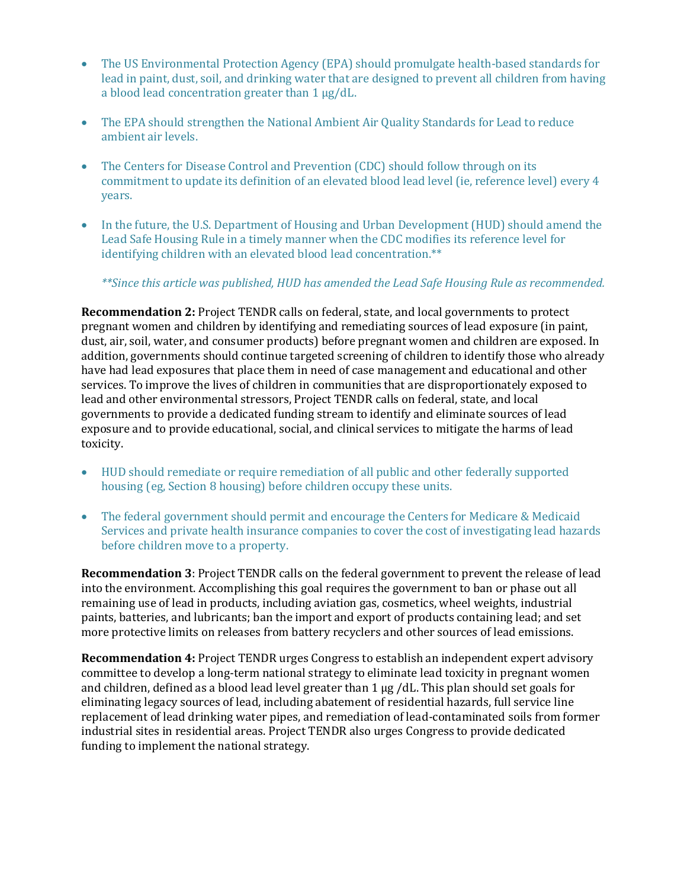- The US Environmental Protection Agency (EPA) should promulgate health-based standards for lead in paint, dust, soil, and drinking water that are designed to prevent all children from having a blood lead concentration greater than 1 μg/dL.

- The EPA should strengthen the National Ambient Air Quality Standards for Lead to reduce ambient air levels.

- The Centers for Disease Control and Prevention (CDC) should follow through on its commitment to update its definition of an elevated blood lead level (ie, reference level) every 4 years.

- In the future, the U.S. Department of Housing and Urban Development (HUD) should amend the Lead Safe Housing Rule in a timely manner when the CDC modifies its reference level for identifying children with an elevated blood lead concentration.**

  ***Since this article was published, HUD has amended the Lead Safe Housing Rule as recommended.*

**Recommendation 2:** Project TENDR calls on federal, state, and local governments to protect pregnant women and children by identifying and remediating sources of lead exposure (in paint, dust, air, soil, water, and consumer products) before pregnant women and children are exposed. In addition, governments should continue targeted screening of children to identify those who already have had lead exposures that place them in need of case management and educational and other services. To improve the lives of children in communities that are disproportionately exposed to lead and other environmental stressors, Project TENDR calls on federal, state, and local governments to provide a dedicated funding stream to identify and eliminate sources of lead exposure and to provide educational, social, and clinical services to mitigate the harms of lead toxicity.

- HUD should remediate or require remediation of all public and other federally supported housing (eg, Section 8 housing) before children occupy these units.

- The federal government should permit and encourage the Centers for Medicare & Medicaid Services and private health insurance companies to cover the cost of investigating lead hazards before children move to a property.

**Recommendation 3**: Project TENDR calls on the federal government to prevent the release of lead into the environment. Accomplishing this goal requires the government to ban or phase out all remaining use of lead in products, including aviation gas, cosmetics, wheel weights, industrial paints, batteries, and lubricants; ban the import and export of products containing lead; and set more protective limits on releases from battery recyclers and other sources of lead emissions.

**Recommendation 4:** Project TENDR urges Congress to establish an independent expert advisory committee to develop a long-term national strategy to eliminate lead toxicity in pregnant women and children, defined as a blood lead level greater than 1 μg /dL. This plan should set goals for eliminating legacy sources of lead, including abatement of residential hazards, full service line replacement of lead drinking water pipes, and remediation of lead-contaminated soils from former industrial sites in residential areas. Project TENDR also urges Congress to provide dedicated funding to implement the national strategy.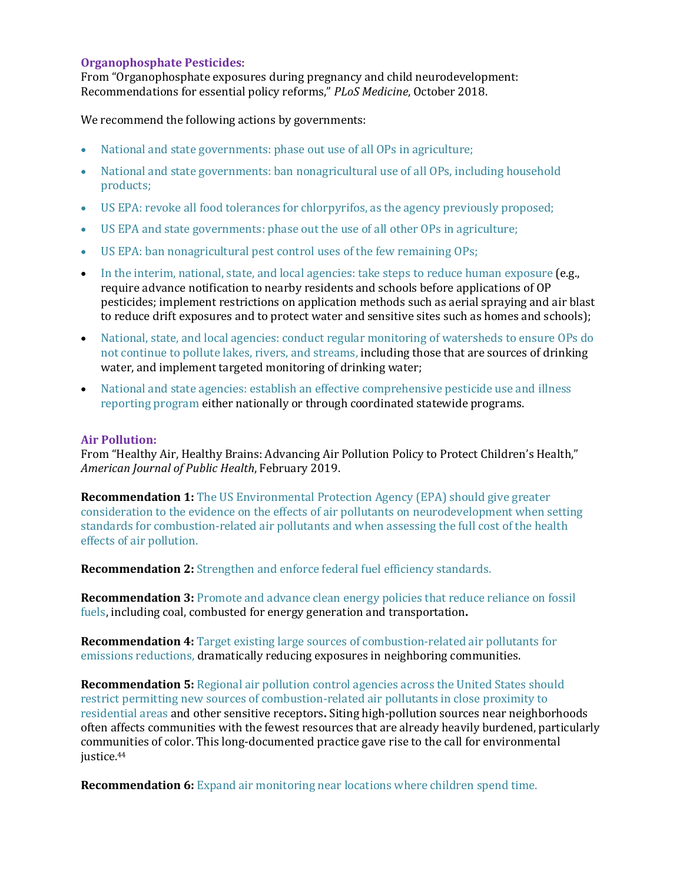**Organophosphate Pesticides**:
From "Organophosphate exposures during pregnancy and child neurodevelopment: Recommendations for essential policy reforms," *PLoS Medicine*, October 2018.

We recommend the following actions by governments:

- National and state governments: phase out use of all OPs in agriculture;
- National and state governments: ban nonagricultural use of all OPs, including household products;
- US EPA: revoke all food tolerances for chlorpyrifos, as the agency previously proposed;
- US EPA and state governments: phase out the use of all other OPs in agriculture;
- US EPA: ban nonagricultural pest control uses of the few remaining OPs;
- In the interim, national, state, and local agencies: take steps to reduce human exposure (e.g., require advance notification to nearby residents and schools before applications of OP pesticides; implement restrictions on application methods such as aerial spraying and air blast to reduce drift exposures and to protect water and sensitive sites such as homes and schools);
- National, state, and local agencies: conduct regular monitoring of watersheds to ensure OPs do not continue to pollute lakes, rivers, and streams, including those that are sources of drinking water, and implement targeted monitoring of drinking water;
- National and state agencies: establish an effective comprehensive pesticide use and illness reporting program either nationally or through coordinated statewide programs.

**Air Pollution:**
From "Healthy Air, Healthy Brains: Advancing Air Pollution Policy to Protect Children's Health," *American Journal of Public Health*, February 2019.

**Recommendation 1:** The US Environmental Protection Agency (EPA) should give greater consideration to the evidence on the effects of air pollutants on neurodevelopment when setting standards for combustion-related air pollutants and when assessing the full cost of the health effects of air pollution.

**Recommendation 2:** Strengthen and enforce federal fuel efficiency standards.

**Recommendation 3:** Promote and advance clean energy policies that reduce reliance on fossil fuels, including coal, combusted for energy generation and transportation.

**Recommendation 4:** Target existing large sources of combustion-related air pollutants for emissions reductions, dramatically reducing exposures in neighboring communities.

**Recommendation 5:** Regional air pollution control agencies across the United States should restrict permitting new sources of combustion-related air pollutants in close proximity to residential areas and other sensitive receptors**.** Siting high-pollution sources near neighborhoods often affects communities with the fewest resources that are already heavily burdened, particularly communities of color. This long-documented practice gave rise to the call for environmental justice.[44]

**Recommendation 6:** Expand air monitoring near locations where children spend time.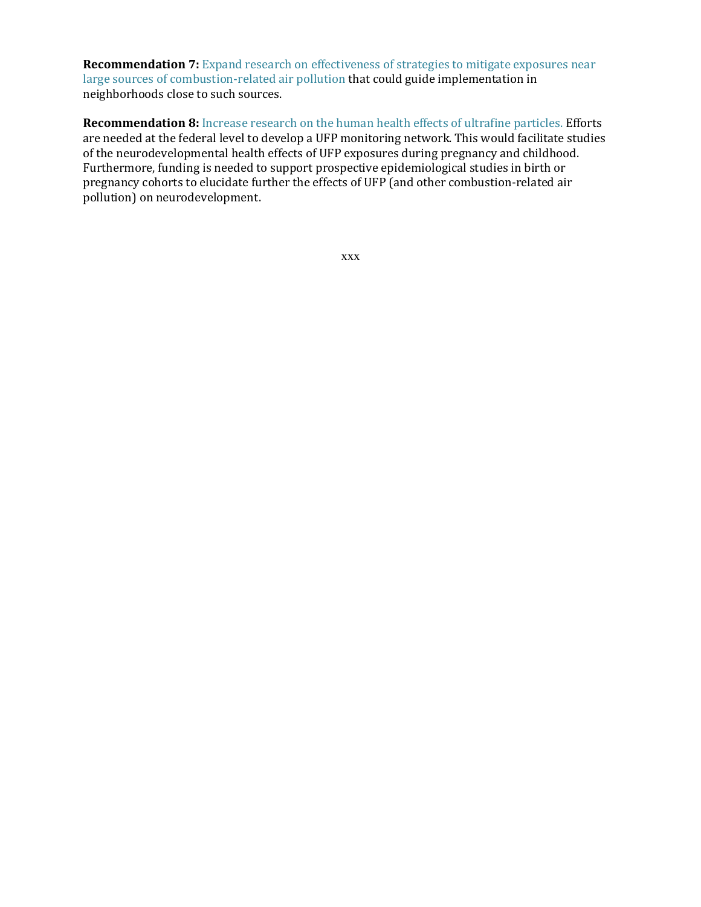**Recommendation 7:** Expand research on effectiveness of strategies to mitigate exposures near large sources of combustion-related air pollution that could guide implementation in neighborhoods close to such sources.

**Recommendation 8:** Increase research on the human health effects of ultrafine particles. Efforts are needed at the federal level to develop a UFP monitoring network. This would facilitate studies of the neurodevelopmental health effects of UFP exposures during pregnancy and childhood. Furthermore, funding is needed to support prospective epidemiological studies in birth or pregnancy cohorts to elucidate further the effects of UFP (and other combustion-related air pollution) on neurodevelopment.

xxx